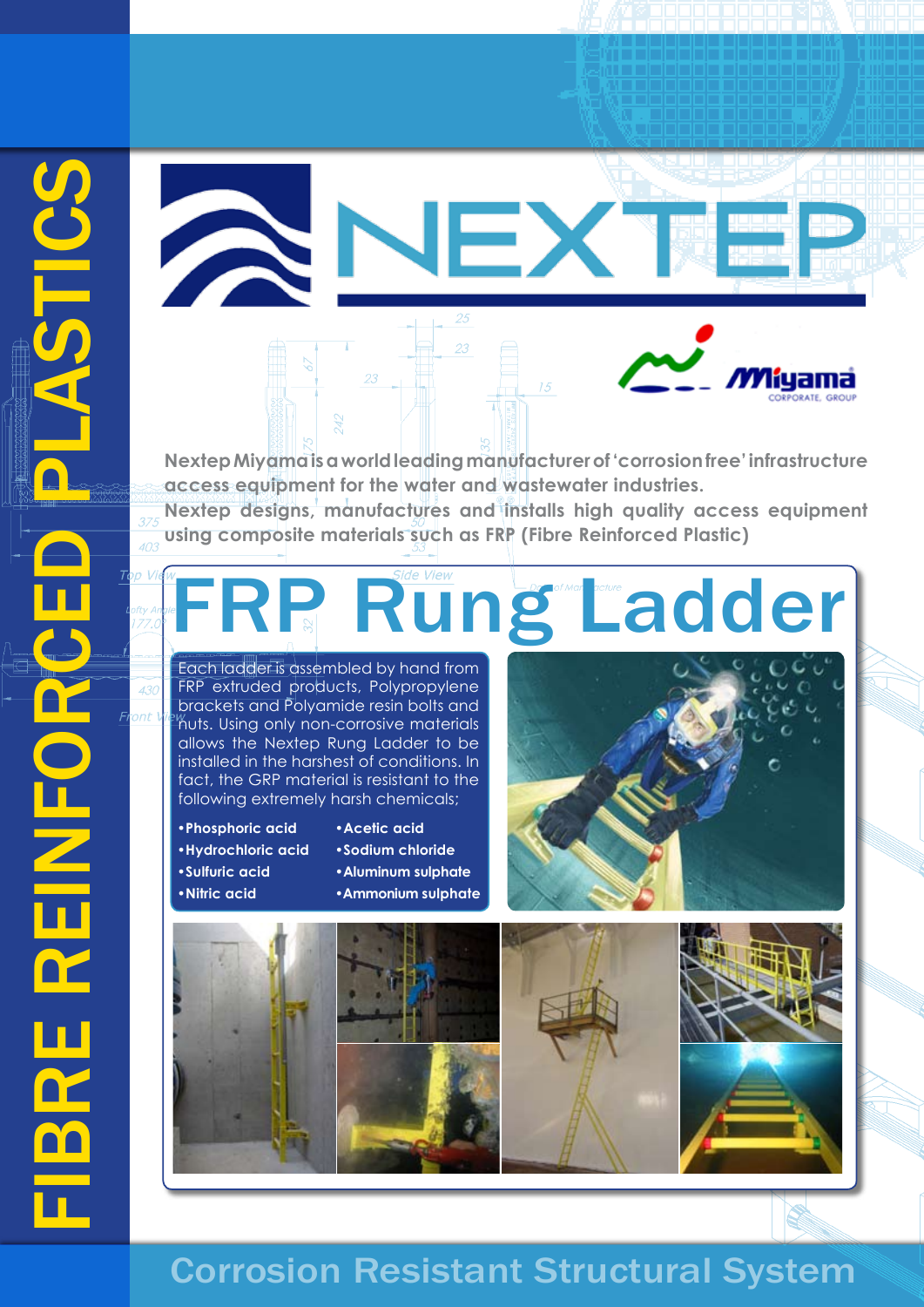# FIBRE REINFORCED PLASTICS

# NEXTEP

Miyama CORPORATE. GROUP

**Nextep Miyama is a world leading manufacturer of 'corrosion free' infrastructure access equipment for the water and wastewater industries.**
**Nextep designs, manufactures and installs high quality access equipment using composite materials such as FRP (Fibre Reinforced Plastic)**

## FRP Rung Ladder

Each ladder is assembled by hand from FRP extruded products, Polypropylene brackets and Polyamide resin bolts and nuts. Using only non-corrosive materials allows the Nextep Rung Ladder to be installed in the harshest of conditions. In fact, the GRP material is resistant to the following extremely harsh chemicals;

- **Phosphoric acid**
- **Hydrochloric acid**
- **Sulfuric acid**
- **Nitric acid**
- **Acetic acid**
- **Sodium chloride**
- **Aluminum sulphate**
- **Ammonium sulphate**

## Corrosion Resistant Structural System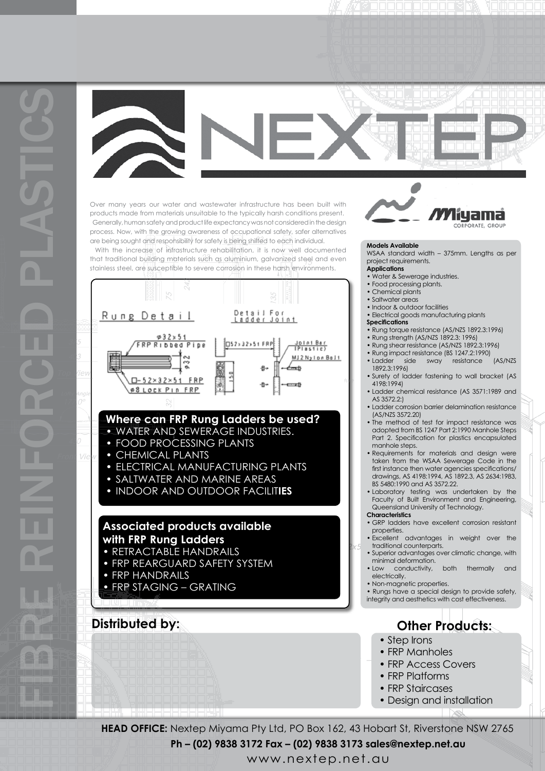# NEXTEP

FIBRE REINFORCED PLASTICS

Over many years our water and wastewater infrastructure has been built with products made from materials unsuitable to the typically harsh conditions present.

Generally, human safety and product life expectancy was not considered in the design process. Now, with the growing awareness of occupational safety, safer alternatives are being sought and responsibility for safety is being shifted to each individual.

With the increase of infrastructure rehabilitation, it is now well documented that traditional building materials such as aluminium, galvanized steel and even stainless steel, are susceptible to severe corrosion in these harsh environments.

Rung Detail

φ32×51 FRP Ribbed Pipe

□-52×32×51 FRP

φ8 Lock Pin FRP

Detail For Ladder Joint

□52×32×51 FRP

Joint Bar (Plastic)

M12 Nylon Bolt

## Where can FRP Rung Ladders be used?

- WATER AND SEWERAGE INDUSTRIES.
- FOOD PROCESSING PLANTS
- CHEMICAL PLANTS
- ELECTRICAL MANUFACTURING PLANTS
- SALTWATER AND MARINE AREAS
- INDOOR AND OUTDOOR FACILITIES

## Associated products available with FRP Rung Ladders

- RETRACTABLE HANDRAILS
- FRP REARGUARD SAFETY SYSTEM
- FRP HANDRAILS
- FRP STAGING – GRATING

Miyama CORPORATE GROUP

**Models Available**

WSAA standard width – 375mm. Lengths as per project requirements.

**Applications**

- Water & Sewerage industries.
- Food processing plants.
- Chemical plants
- Saltwater areas
- Indoor & outdoor facilities
- Electrical goods manufacturing plants

**Specifications**

- Rung torque resistance (AS/NZS 1892.3:1996)
- Rung strength (AS/NZS 1892.3: 1996)
- Rung shear resistance (AS/NZS 1892.3:1996)
- Rung impact resistance (BS 1247.2:1990)
- Ladder side sway resistance (AS/NZS 1892.3:1996)
- Surety of ladder fastening to wall bracket (AS 4198:1994)
- Ladder chemical resistance (AS 3571:1989 and AS 3572.2:)
- Ladder corrosion barrier delamination resistance (AS/NZS 3572.20)
- The method of test for impact resistance was adopted from BS 1247 Part 2:1990 Manhole Steps Part 2, Specification for plastics encapsulated manhole steps.
- Requirements for materials and design were taken from the WSAA Sewerage Code in the first instance then water agencies specifications/ drawings, AS 4198:1994, AS 1892.3, AS 2634:1983, BS 5480:1990 and AS 3572.22.
- Laboratory testing was undertaken by the Faculty of Built Environment and Engineering, Queensland University of Technology.

**Characteristics**

- GRP ladders have excellent corrosion resistant properties.
- Excellent advantages in weight over the traditional counterparts.
- Superior advantages over climatic change, with minimal deformation.
- Low conductivity, both thermally and electrically.
- Non-magnetic properties.
- Rungs have a special design to provide safety, integrity and aesthetics with cost effectiveness.

## Distributed by:

## Other Products:

- Step Irons
- FRP Manholes
- FRP Access Covers
- FRP Platforms
- FRP Staircases
- Design and installation

**HEAD OFFICE:** Nextep Miyama Pty Ltd, PO Box 162, 43 Hobart St, Riverstone NSW 2765

**Ph – (02) 9838 3172 Fax – (02) 9838 3173 sales@nextep.net.au**

www.nextep.net.au